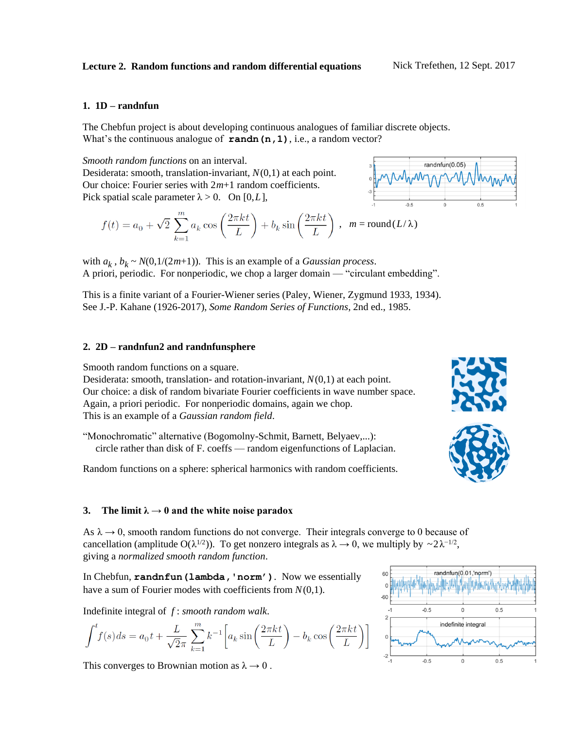**Lecture 2. Random functions and random differential equations** Nick Trefethen, 12 Sept. 2017

## 1. 1D – randnfun

The Chebfun project is about developing continuous analogues of familiar discrete objects.
What's the continuous analogue of **`randn(n,1)`**, i.e., a random vector?

*Smooth random functions* on an interval.
Desiderata: smooth, translation-invariant, $N(0,1)$ at each point.
Our choice: Fourier series with $2m+1$ random coefficients.
Pick spatial scale parameter $\lambda > 0$. On $[0, L]$,

$$f(t) = a_0 + \sqrt{2}\sum_{k=1}^{m} a_k \cos\left(\frac{2\pi k t}{L}\right) + b_k \sin\left(\frac{2\pi k t}{L}\right), \quad m = \text{round}(L/\lambda)$$

with $a_k$, $b_k \sim N(0, 1/(2m+1))$. This is an example of a *Gaussian process*.
A priori, periodic. For nonperiodic, we chop a larger domain — "circulant embedding".

This is a finite variant of a Fourier-Wiener series (Paley, Wiener, Zygmund 1933, 1934).
See J.-P. Kahane (1926-2017), *Some Random Series of Functions*, 2nd ed., 1985.

## 2. 2D – randnfun2 and randnfunsphere

Smooth random functions on a square.
Desiderata: smooth, translation- and rotation-invariant, $N(0,1)$ at each point.
Our choice: a disk of random bivariate Fourier coefficients in wave number space.
Again, a priori periodic. For nonperiodic domains, again we chop.
This is an example of a *Gaussian random field*.

"Monochromatic" alternative (Bogomolny-Schmit, Barnett, Belyaev,...):
circle rather than disk of F. coeffs — random eigenfunctions of Laplacian.

Random functions on a sphere: spherical harmonics with random coefficients.

## 3. The limit $\lambda \to 0$ and the white noise paradox

As $\lambda \to 0$, smooth random functions do not converge. Their integrals converge to 0 because of cancellation (amplitude $O(\lambda^{1/2})$). To get nonzero integrals as $\lambda \to 0$, we multiply by $\sim 2\lambda^{-1/2}$, giving a *normalized smooth random function*.

In Chebfun, **`randnfun(lambda,'norm')`**. Now we essentially have a sum of Fourier modes with coefficients from $N(0,1)$.

Indefinite integral of $f$: *smooth random walk.*

$$\int^t f(s)\,ds = a_0 t + \frac{L}{\sqrt{2}\pi}\sum_{k=1}^{m} k^{-1}\left[a_k \sin\left(\frac{2\pi k t}{L}\right) - b_k \cos\left(\frac{2\pi k t}{L}\right)\right]$$

This converges to Brownian motion as $\lambda \to 0$.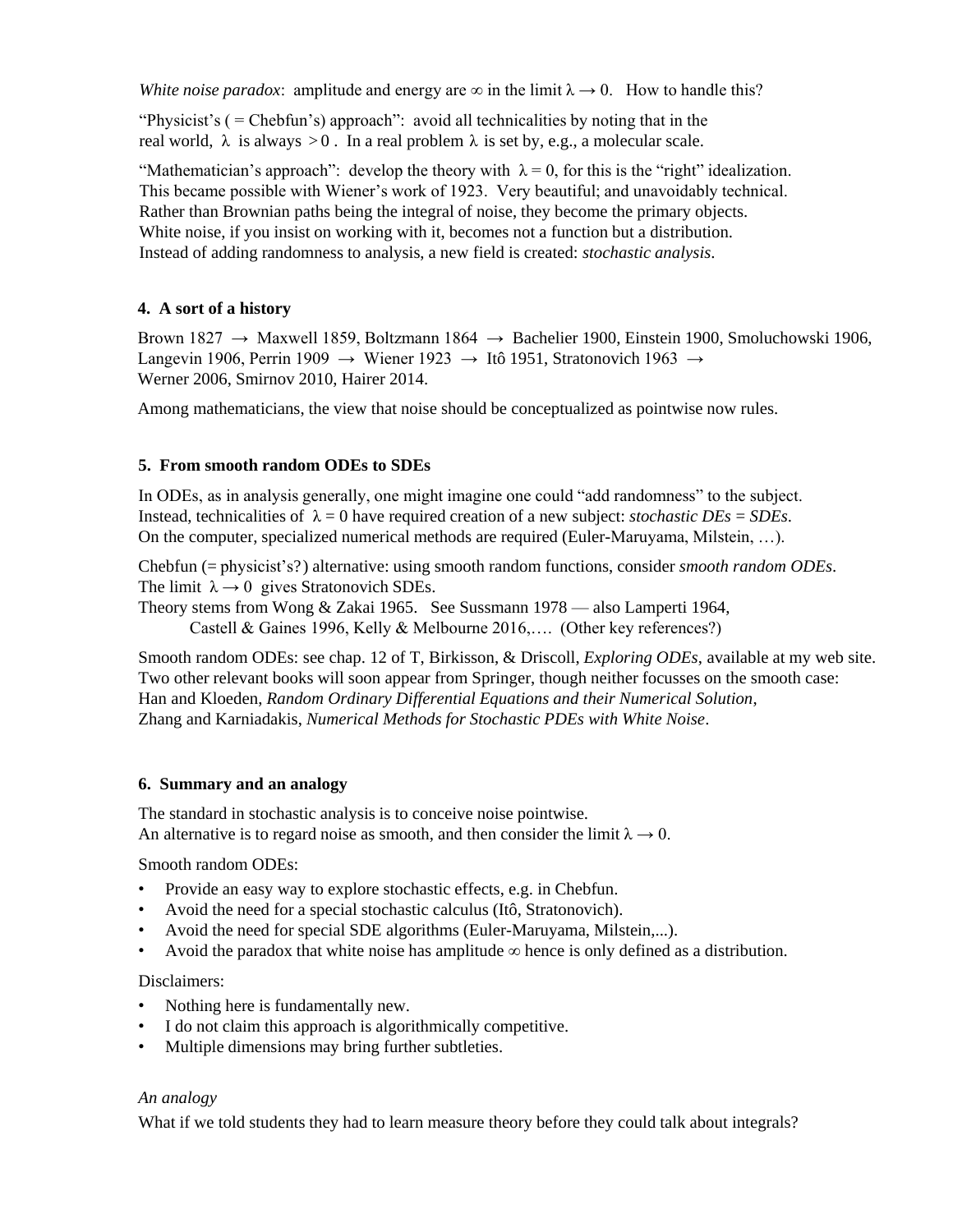*White noise paradox*: amplitude and energy are $\infty$ in the limit $\lambda \to 0$. How to handle this?

"Physicist's ( = Chebfun's) approach": avoid all technicalities by noting that in the real world, $\lambda$ is always $> 0$ . In a real problem $\lambda$ is set by, e.g., a molecular scale.

"Mathematician's approach": develop the theory with $\lambda = 0$, for this is the "right" idealization. This became possible with Wiener's work of 1923. Very beautiful; and unavoidably technical. Rather than Brownian paths being the integral of noise, they become the primary objects. White noise, if you insist on working with it, becomes not a function but a distribution. Instead of adding randomness to analysis, a new field is created: *stochastic analysis*.

### 4. A sort of a history

Brown 1827 $\to$ Maxwell 1859, Boltzmann 1864 $\to$ Bachelier 1900, Einstein 1900, Smoluchowski 1906, Langevin 1906, Perrin 1909 $\to$ Wiener 1923 $\to$ Itô 1951, Stratonovich 1963 $\to$ Werner 2006, Smirnov 2010, Hairer 2014.

Among mathematicians, the view that noise should be conceptualized as pointwise now rules.

### 5. From smooth random ODEs to SDEs

In ODEs, as in analysis generally, one might imagine one could "add randomness" to the subject. Instead, technicalities of $\lambda = 0$ have required creation of a new subject: *stochastic DEs = SDEs*. On the computer, specialized numerical methods are required (Euler-Maruyama, Milstein, …).

Chebfun (= physicist's?) alternative: using smooth random functions, consider *smooth random ODEs*. The limit $\lambda \to 0$ gives Stratonovich SDEs.
Theory stems from Wong & Zakai 1965. See Sussmann 1978 — also Lamperti 1964,
Castell & Gaines 1996, Kelly & Melbourne 2016,…. (Other key references?)

Smooth random ODEs: see chap. 12 of T, Birkisson, & Driscoll, *Exploring ODEs*, available at my web site. Two other relevant books will soon appear from Springer, though neither focusses on the smooth case: Han and Kloeden, *Random Ordinary Differential Equations and their Numerical Solution*, Zhang and Karniadakis, *Numerical Methods for Stochastic PDEs with White Noise*.

### 6. Summary and an analogy

The standard in stochastic analysis is to conceive noise pointwise.
An alternative is to regard noise as smooth, and then consider the limit $\lambda \to 0$.

Smooth random ODEs:

- Provide an easy way to explore stochastic effects, e.g. in Chebfun.
- Avoid the need for a special stochastic calculus (Itô, Stratonovich).
- Avoid the need for special SDE algorithms (Euler-Maruyama, Milstein,...).
- Avoid the paradox that white noise has amplitude $\infty$ hence is only defined as a distribution.

Disclaimers:

- Nothing here is fundamentally new.
- I do not claim this approach is algorithmically competitive.
- Multiple dimensions may bring further subtleties.

*An analogy*

What if we told students they had to learn measure theory before they could talk about integrals?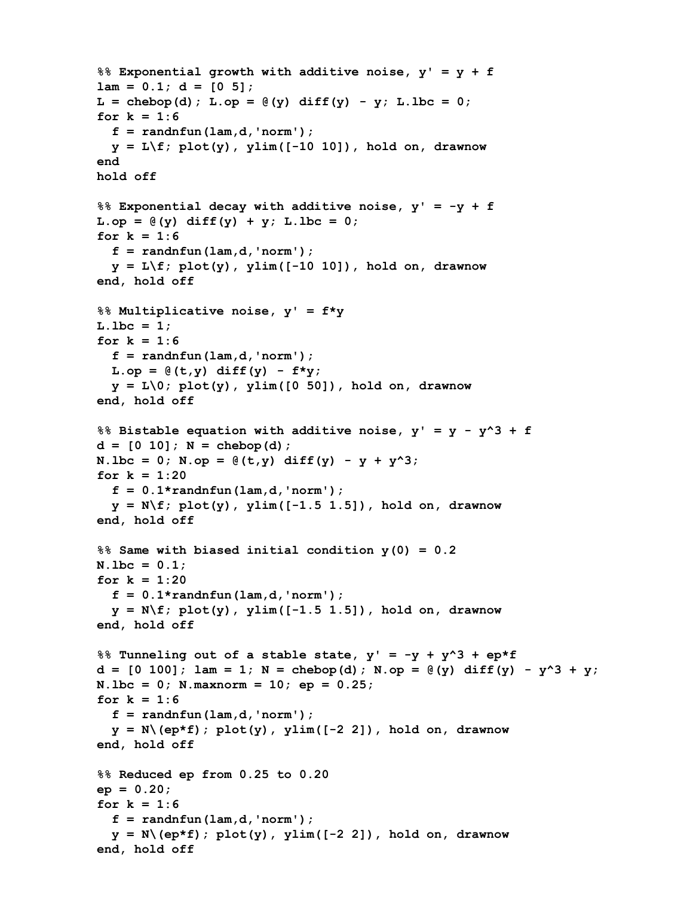```
%% Exponential growth with additive noise, y' = y + f
lam = 0.1; d = [0 5];
L = chebop(d); L.op = @(y) diff(y) - y; L.lbc = 0;
for k = 1:6
  f = randnfun(lam,d,'norm');
  y = L\f; plot(y), ylim([-10 10]), hold on, drawnow
end
hold off

%% Exponential decay with additive noise, y' = -y + f
L.op = @(y) diff(y) + y; L.lbc = 0;
for k = 1:6
  f = randnfun(lam,d,'norm');
  y = L\f; plot(y), ylim([-10 10]), hold on, drawnow
end, hold off

%% Multiplicative noise, y' = f*y
L.lbc = 1;
for k = 1:6
  f = randnfun(lam,d,'norm');
  L.op = @(t,y) diff(y) - f*y;
  y = L\0; plot(y), ylim([0 50]), hold on, drawnow
end, hold off

%% Bistable equation with additive noise, y' = y - y^3 + f
d = [0 10]; N = chebop(d);
N.lbc = 0; N.op = @(t,y) diff(y) - y + y^3;
for k = 1:20
  f = 0.1*randnfun(lam,d,'norm');
  y = N\f; plot(y), ylim([-1.5 1.5]), hold on, drawnow
end, hold off

%% Same with biased initial condition y(0) = 0.2
N.lbc = 0.1;
for k = 1:20
  f = 0.1*randnfun(lam,d,'norm');
  y = N\f; plot(y), ylim([-1.5 1.5]), hold on, drawnow
end, hold off

%% Tunneling out of a stable state, y' = -y + y^3 + ep*f
d = [0 100]; lam = 1; N = chebop(d); N.op = @(y) diff(y) - y^3 + y;
N.lbc = 0; N.maxnorm = 10; ep = 0.25;
for k = 1:6
  f = randnfun(lam,d,'norm');
  y = N\(ep*f); plot(y), ylim([-2 2]), hold on, drawnow
end, hold off

%% Reduced ep from 0.25 to 0.20
ep = 0.20;
for k = 1:6
  f = randnfun(lam,d,'norm');
  y = N\(ep*f); plot(y), ylim([-2 2]), hold on, drawnow
end, hold off
```